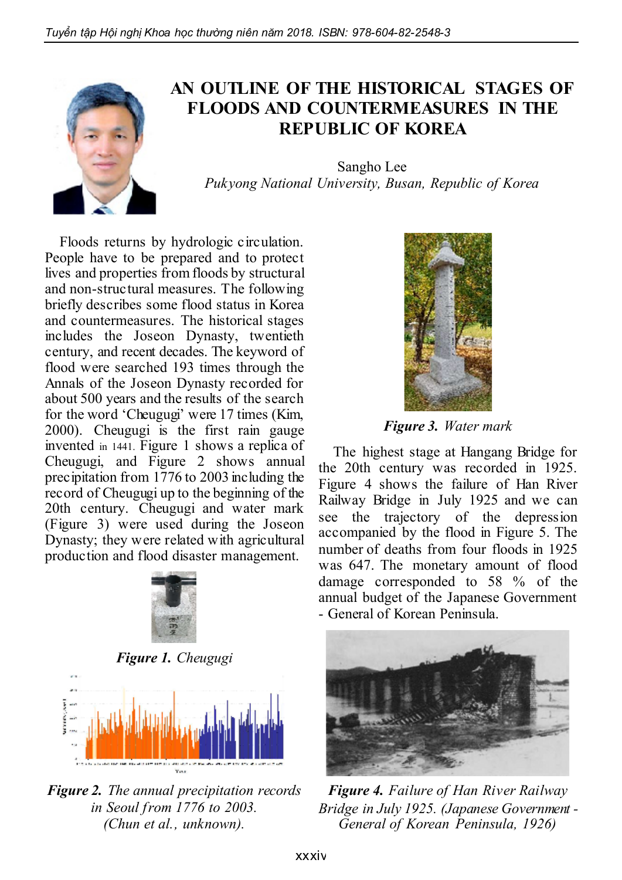# AN OUTLINE OF THE HISTORICAL STAGES OF FLOODS AND COUNTERMEASURES IN THE REPUBLIC OF KOREA

Sangho Lee

*Pukyong National University, Busan, Republic of Korea*

Floods returns by hydrologic circulation. People have to be prepared and to protect lives and properties from floods by structural and non-structural measures. The following briefly describes some flood status in Korea and countermeasures. The historical stages includes the Joseon Dynasty, twentieth century, and recent decades. The keyword of flood were searched 193 times through the Annals of the Joseon Dynasty recorded for about 500 years and the results of the search for the word 'Cheugugi' were 17 times (Kim, 2000). Cheugugi is the first rain gauge invented in 1441. Figure 1 shows a replica of Cheugugi, and Figure 2 shows annual precipitation from 1776 to 2003 including the record of Cheugugi up to the beginning of the 20th century. Cheugugi and water mark (Figure 3) were used during the Joseon Dynasty; they were related with agricultural production and flood disaster management.

***Figure 1.*** *Cheugugi*

***Figure 2.*** *The annual precipitation records in Seoul from 1776 to 2003. (Chun et al., unknown).*

***Figure 3.*** *Water mark*

The highest stage at Hangang Bridge for the 20th century was recorded in 1925. Figure 4 shows the failure of Han River Railway Bridge in July 1925 and we can see the trajectory of the depression accompanied by the flood in Figure 5. The number of deaths from four floods in 1925 was 647. The monetary amount of flood damage corresponded to 58 % of the annual budget of the Japanese Government - General of Korean Peninsula.

***Figure 4.*** *Failure of Han River Railway Bridge in July 1925. (Japanese Government - General of Korean Peninsula, 1926)*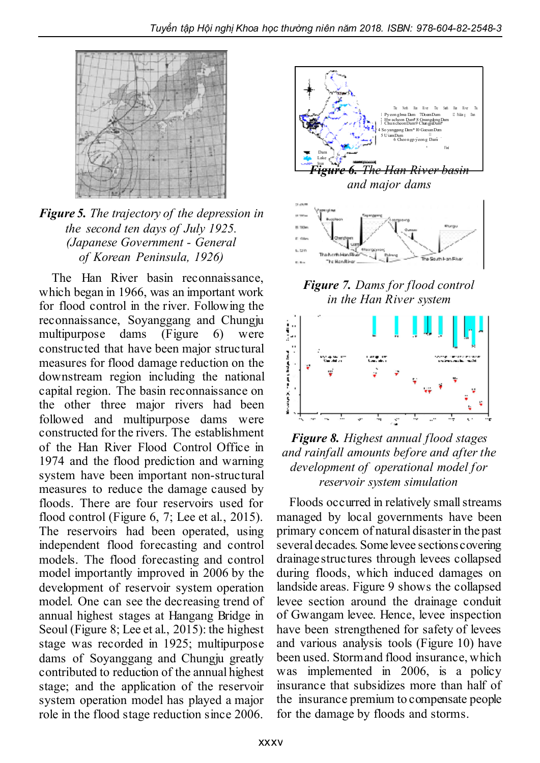*Figure 5. The trajectory of the depression in the second ten days of July 1925. (Japanese Government - General of Korean Peninsula, 1926)*

The Han River basin reconnaissance, which began in 1966, was an important work for flood control in the river. Following the reconnaissance, Soyanggang and Chungju multipurpose dams (Figure 6) were constructed that have been major structural measures for flood damage reduction on the downstream region including the national capital region. The basin reconnaissance on the other three major rivers had been followed and multipurpose dams were constructed for the rivers. The establishment of the Han River Flood Control Office in 1974 and the flood prediction and warning system have been important non-structural measures to reduce the damage caused by floods. There are four reservoirs used for flood control (Figure 6, 7; Lee et al., 2015). The reservoirs had been operated, using independent flood forecasting and control models. The flood forecasting and control model importantly improved in 2006 by the development of reservoir system operation model. One can see the decreasing trend of annual highest stages at Hangang Bridge in Seoul (Figure 8; Lee et al., 2015): the highest stage was recorded in 1925; multipurpose dams of Soyanggang and Chungju greatly contributed to reduction of the annual highest stage; and the application of the reservoir system operation model has played a major role in the flood stage reduction since 2006.

*Figure 6. The Han River basin and major dams*

*Figure 7. Dams for flood control in the Han River system*

*Figure 8. Highest annual flood stages and rainfall amounts before and after the development of operational model for reservoir system simulation*

Floods occurred in relatively small streams managed by local governments have been primary concern of natural disaster in the past several decades. Some levee sections covering drainage structures through levees collapsed during floods, which induced damages on landside areas. Figure 9 shows the collapsed levee section around the drainage conduit of Gwangam levee. Hence, levee inspection have been strengthened for safety of levees and various analysis tools (Figure 10) have been used. Storm and flood insurance, which was implemented in 2006, is a policy insurance that subsidizes more than half of the insurance premium to compensate people for the damage by floods and storms.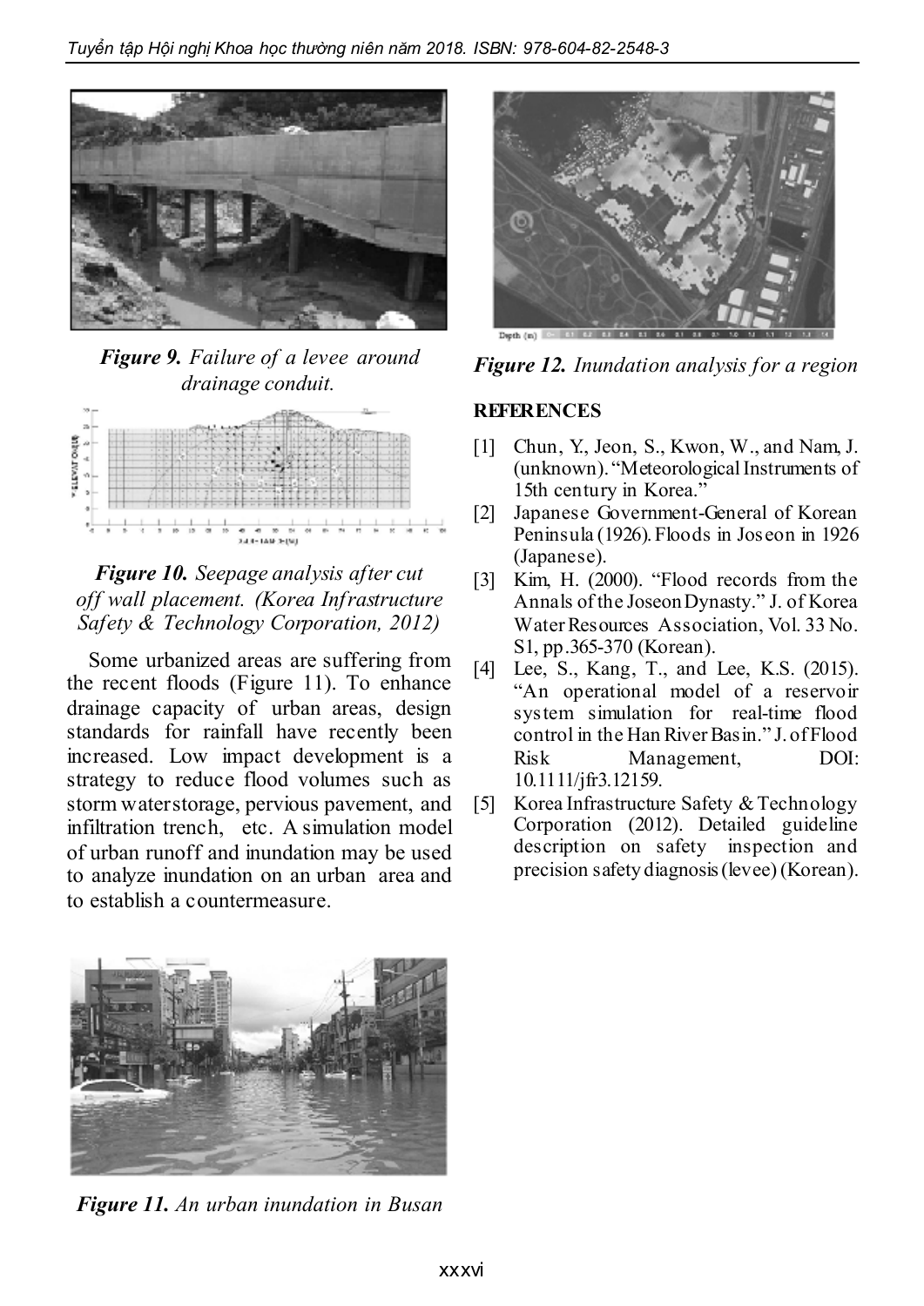*Figure 9. Failure of a levee around drainage conduit.*

*Figure 10. Seepage analysis after cut off wall placement. (Korea Infrastructure Safety & Technology Corporation, 2012)*

Some urbanized areas are suffering from the recent floods (Figure 11). To enhance drainage capacity of urban areas, design standards for rainfall have recently been increased. Low impact development is a strategy to reduce flood volumes such as storm water storage, pervious pavement, and infiltration trench, etc. A simulation model of urban runoff and inundation may be used to analyze inundation on an urban area and to establish a countermeasure.

*Figure 11. An urban inundation in Busan*

*Figure 12. Inundation analysis for a region*

## REFERENCES

[1] Chun, Y., Jeon, S., Kwon, W., and Nam, J. (unknown). "Meteorological Instruments of 15th century in Korea."

[2] Japanese Government-General of Korean Peninsula (1926). Floods in Joseon in 1926 (Japanese).

[3] Kim, H. (2000). "Flood records from the Annals of the Joseon Dynasty." J. of Korea Water Resources Association, Vol. 33 No. S1, pp.365-370 (Korean).

[4] Lee, S., Kang, T., and Lee, K.S. (2015). "An operational model of a reservoir system simulation for real-time flood control in the Han River Basin." J. of Flood Risk Management, DOI: 10.1111/jfr3.12159.

[5] Korea Infrastructure Safety & Technology Corporation (2012). Detailed guideline description on safety inspection and precision safety diagnosis (levee) (Korean).